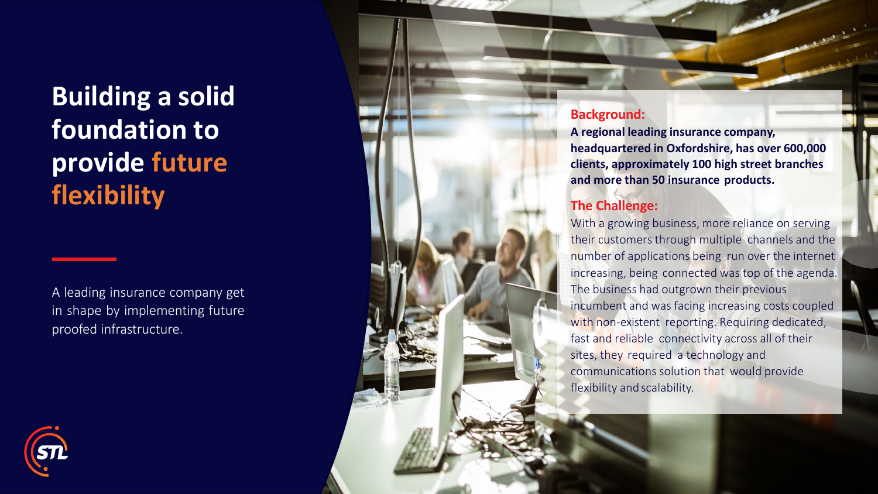# Building a solid foundation to provide future flexibility

A leading insurance company get in shape by implementing future proofed infrastructure.

## Background:

**A regional leading insurance company, headquartered in Oxfordshire, has over 600,000 clients, approximately 100 high street branches and more than 50 insurance products.**

## The Challenge:

With a growing business, more reliance on serving their customers through multiple channels and the number of applications being run over the internet increasing, being connected was top of the agenda. The business had outgrown their previous incumbent and was facing increasing costs coupled with non-existent reporting. Requiring dedicated, fast and reliable connectivity across all of their sites, they required a technology and communications solution that would provide flexibility and scalability.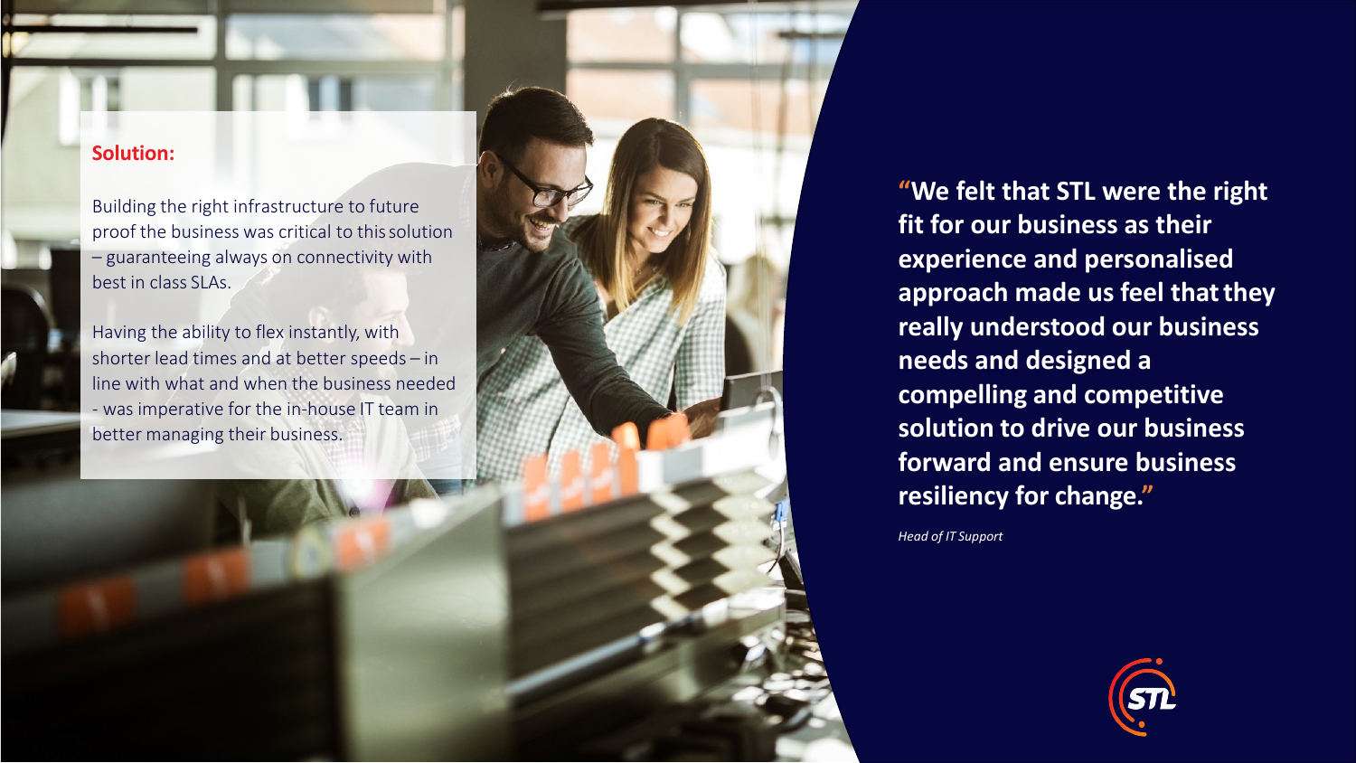**Solution:**

Building the right infrastructure to future proof the business was critical to this solution – guaranteeing always on connectivity with best in class SLAs.

Having the ability to flex instantly, with shorter lead times and at better speeds – in line with what and when the business needed - was imperative for the in-house IT team in better managing their business.

**"We felt that STL were the right fit for our business as their experience and personalised approach made us feel that they really understood our business needs and designed a compelling and competitive solution to drive our business forward and ensure business resiliency for change."**

*Head of IT Support*